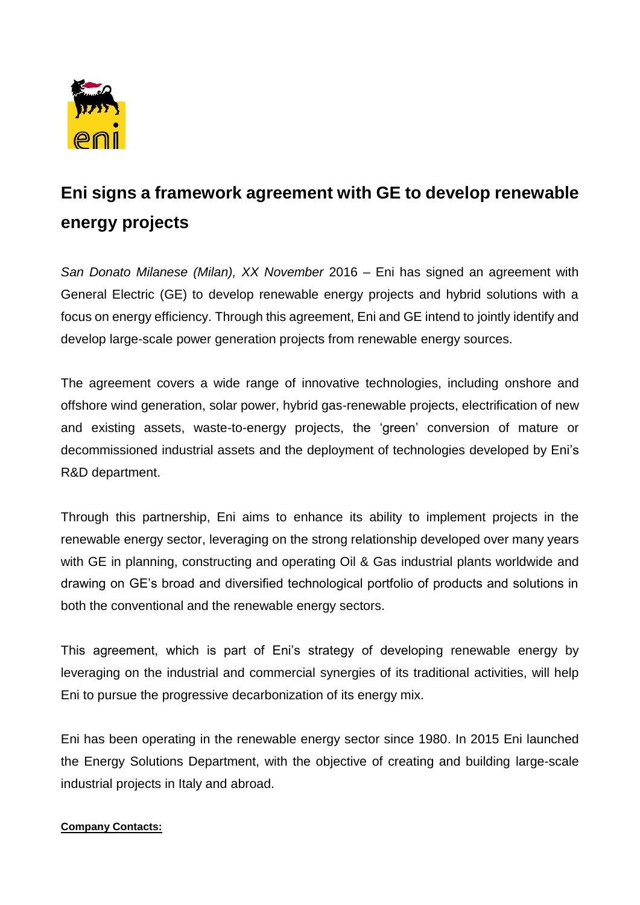# Eni signs a framework agreement with GE to develop renewable energy projects

*San Donato Milanese (Milan), XX November* 2016 – Eni has signed an agreement with General Electric (GE) to develop renewable energy projects and hybrid solutions with a focus on energy efficiency. Through this agreement, Eni and GE intend to jointly identify and develop large-scale power generation projects from renewable energy sources.

The agreement covers a wide range of innovative technologies, including onshore and offshore wind generation, solar power, hybrid gas-renewable projects, electrification of new and existing assets, waste-to-energy projects, the 'green' conversion of mature or decommissioned industrial assets and the deployment of technologies developed by Eni's R&D department.

Through this partnership, Eni aims to enhance its ability to implement projects in the renewable energy sector, leveraging on the strong relationship developed over many years with GE in planning, constructing and operating Oil & Gas industrial plants worldwide and drawing on GE's broad and diversified technological portfolio of products and solutions in both the conventional and the renewable energy sectors.

This agreement, which is part of Eni's strategy of developing renewable energy by leveraging on the industrial and commercial synergies of its traditional activities, will help Eni to pursue the progressive decarbonization of its energy mix.

Eni has been operating in the renewable energy sector since 1980. In 2015 Eni launched the Energy Solutions Department, with the objective of creating and building large-scale industrial projects in Italy and abroad.

**Company Contacts:**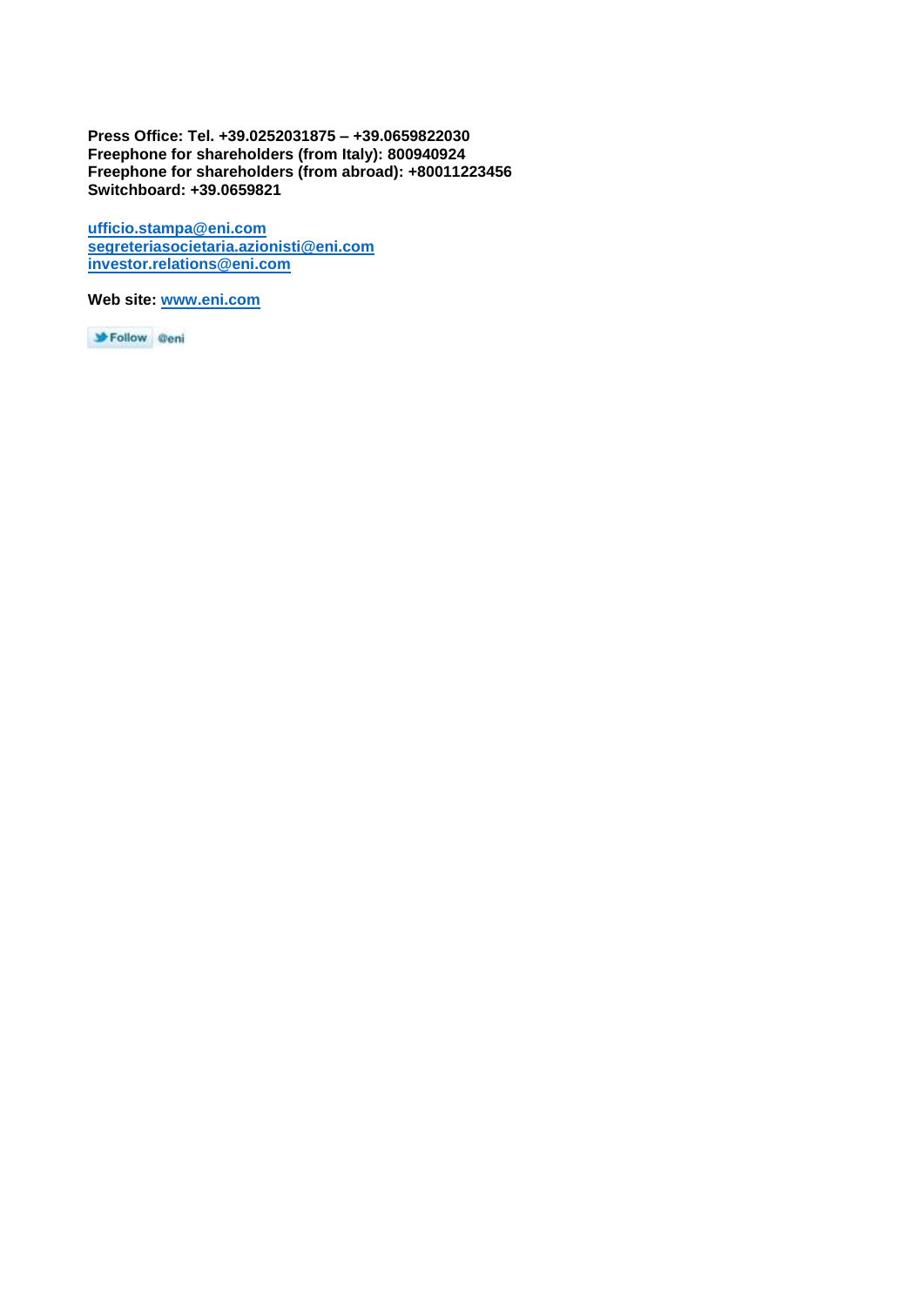**Press Office: Tel. +39.0252031875 – +39.0659822030**
**Freephone for shareholders (from Italy): 800940924**
**Freephone for shareholders (from abroad): +80011223456**
**Switchboard: +39.0659821**

**ufficio.stampa@eni.com**
**segreteriasocietaria.azionisti@eni.com**
**investor.relations@eni.com**

**Web site: www.eni.com**

Follow @eni